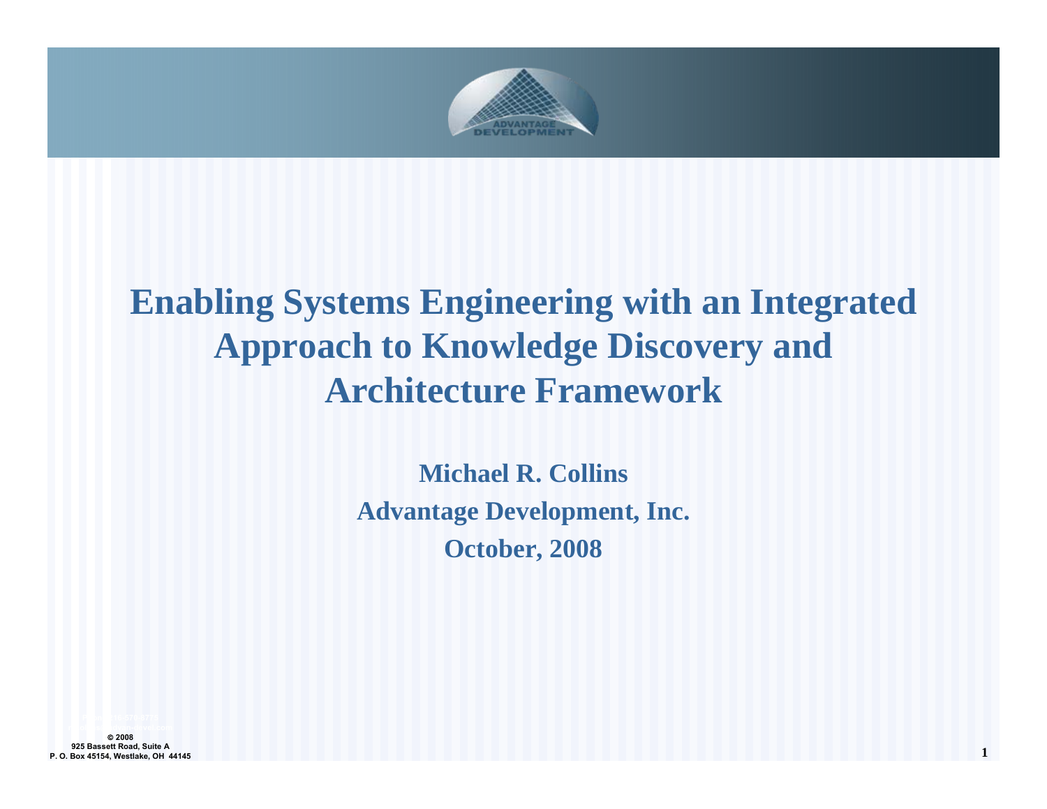# Enabling Systems Engineering with an Integrated Approach to Knowledge Discovery and Architecture Framework

**Michael R. Collins**

**Advantage Development, Inc.**

**October, 2008**

© 2008
925 Bassett Road, Suite A
P. O. Box 45154, Westlake, OH 44145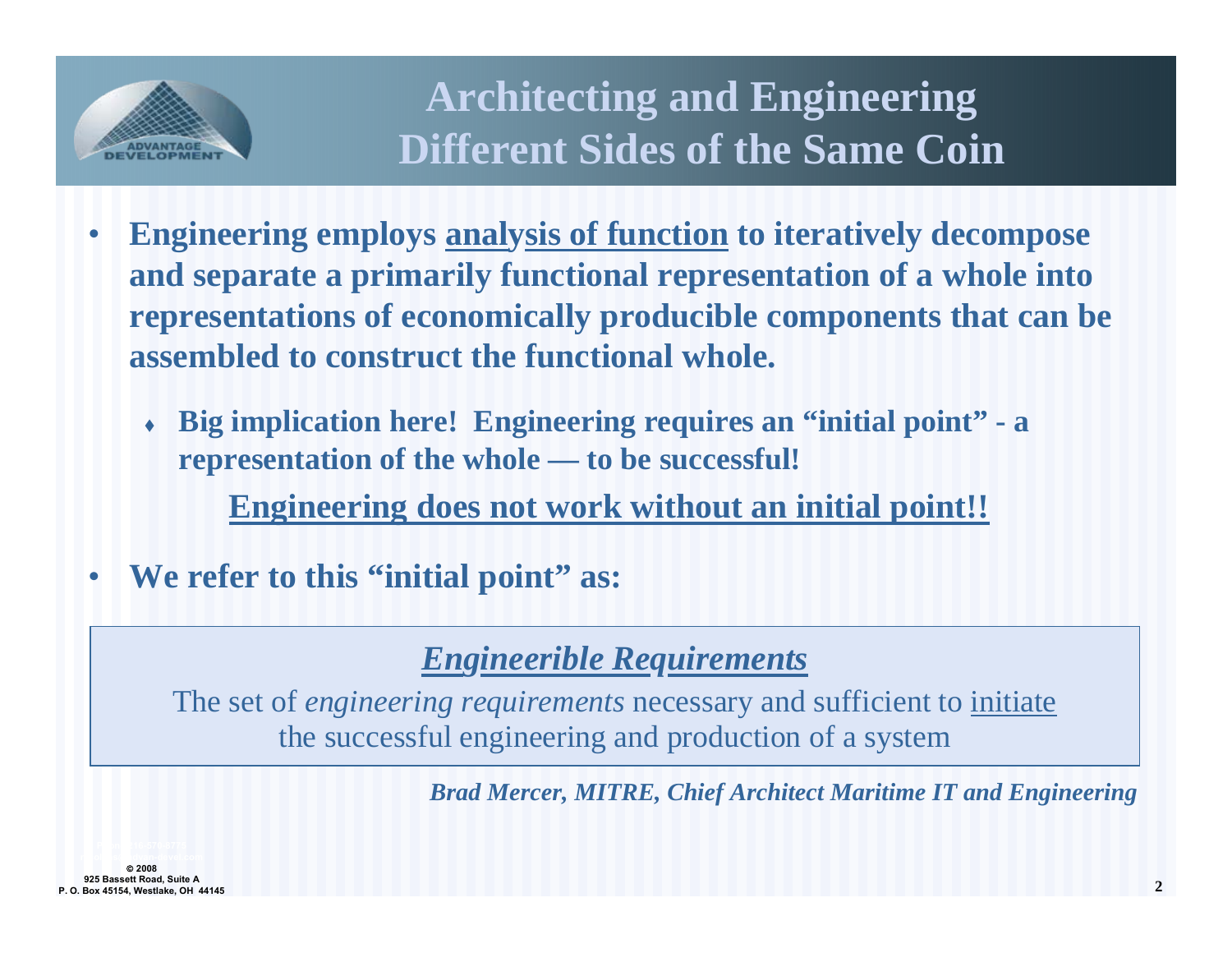# Architecting and Engineering Different Sides of the Same Coin

- **Engineering employs analysis of function to iteratively decompose and separate a primarily functional representation of a whole into representations of economically producible components that can be assembled to construct the functional whole.**
  - **Big implication here! Engineering requires an "initial point" - a representation of the whole — to be successful!**

    **Engineering does not work without an initial point!!**
- **We refer to this "initial point" as:**

> ***Engineerible Requirements***
>
> The set of *engineering requirements* necessary and sufficient to initiate the successful engineering and production of a system

***Brad Mercer, MITRE, Chief Architect Maritime IT and Engineering***

© 2008
925 Bassett Road, Suite A
P. O. Box 45154, Westlake, OH 44145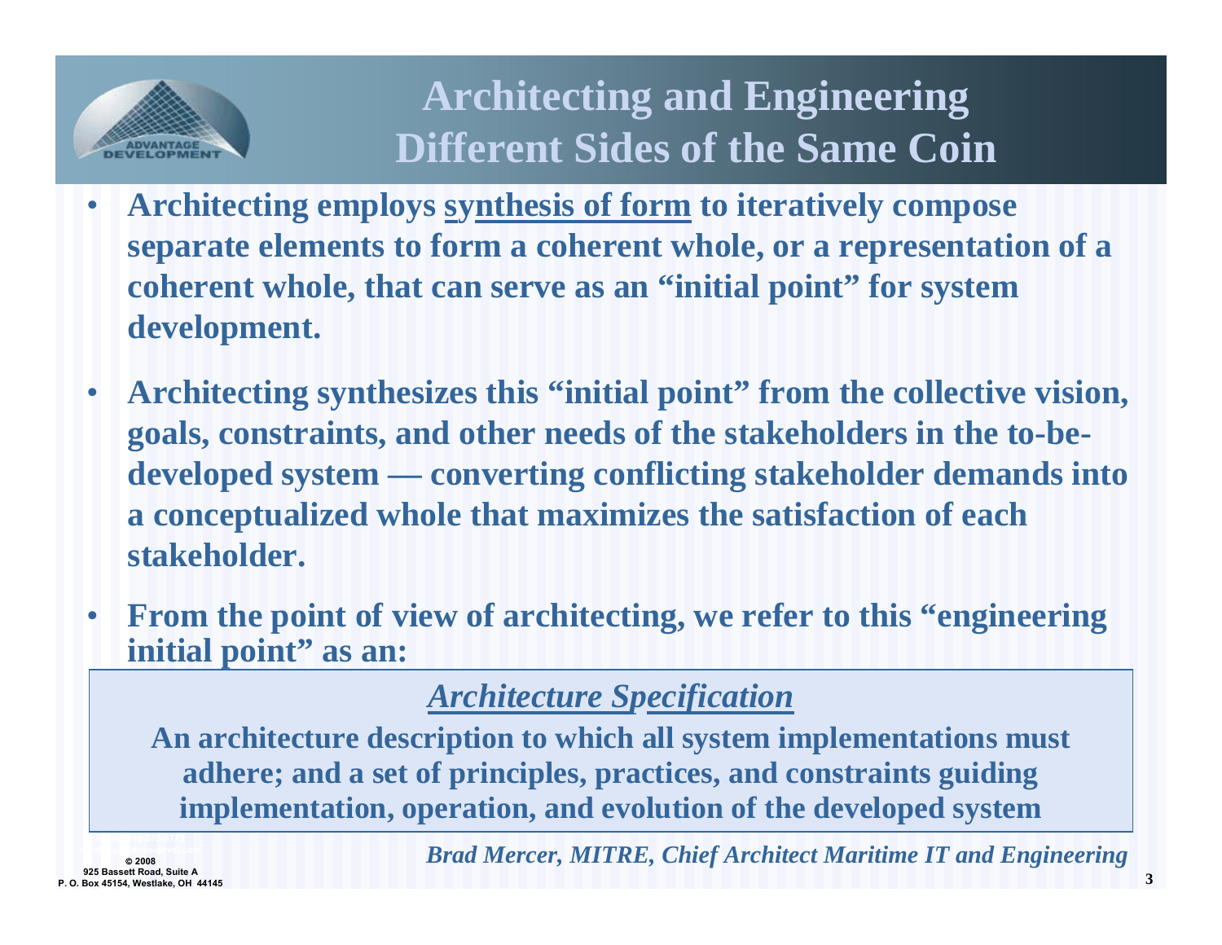# Architecting and Engineering Different Sides of the Same Coin

- **Architecting employs <u>synthesis of form</u> to iteratively compose separate elements to form a coherent whole, or a representation of a coherent whole, that can serve as an "initial point" for system development.**
- **Architecting synthesizes this "initial point" from the collective vision, goals, constraints, and other needs of the stakeholders in the to-be-developed system — converting conflicting stakeholder demands into a conceptualized whole that maximizes the satisfaction of each stakeholder.**
- **From the point of view of architecting, we refer to this "engineering initial point" as an:**

> ***<u>Architecture Specification</u>***
>
> **An architecture description to which all system implementations must adhere; and a set of principles, practices, and constraints guiding implementation, operation, and evolution of the developed system**

*Brad Mercer, MITRE, Chief Architect Maritime IT and Engineering*

© 2008
925 Bassett Road, Suite A
P. O. Box 45154, Westlake, OH 44145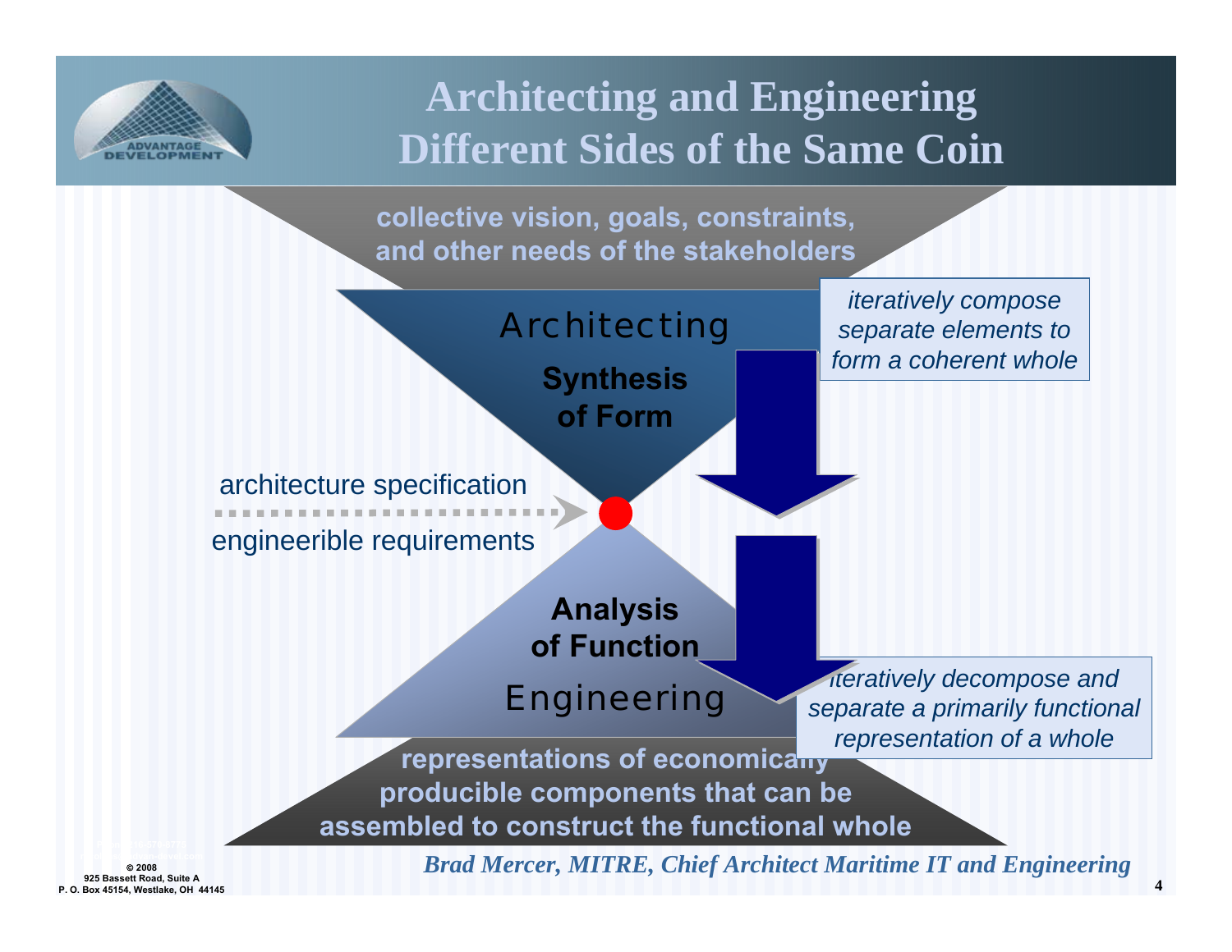# Architecting and Engineering Different Sides of the Same Coin

collective vision, goals, constraints, and other needs of the stakeholders

Architecting

**Synthesis of Form**

*iteratively compose separate elements to form a coherent whole*

architecture specification

engineerible requirements

**Analysis of Function**

Engineering

*iteratively decompose and separate a primarily functional representation of a whole*

representations of economically producible components that can be assembled to construct the functional whole

*Brad Mercer, MITRE, Chief Architect Maritime IT and Engineering*

© 2008
925 Bassett Road, Suite A
P. O. Box 45154, Westlake, OH 44145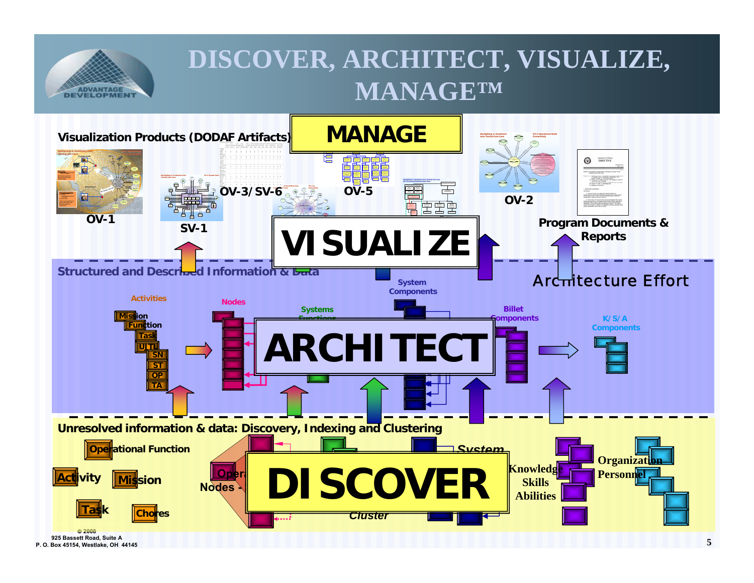# DISCOVER, ARCHITECT, VISUALIZE, MANAGE™

**MANAGE**

**Visualization Products (DODAF Artifacts)**

OV-1 · SV-1 · OV-3/SV-6 · OV-5 · OV-2

**Program Documents & Reports**

**VISUALIZE**

**Structured and Described Information & Data**

Architecture Effort

- Activities: Mission, Function, Task, UJTL, SN, ST, OP, TA
- Nodes
- Systems Functions
- System Components
- Billet Components
- K/S/A Components

**ARCHITECT**

**Unresolved information & data: Discovery, Indexing and Clustering**

- Operational Function
- Activity
- Mission
- Task
- Chores
- Nodes
- System
- Cluster
- Knowledge, Skills, Abilities
- Organization, Personnel

**DISCOVER**

© 2008
925 Bassett Road, Suite A
P. O. Box 45154, Westlake, OH 44145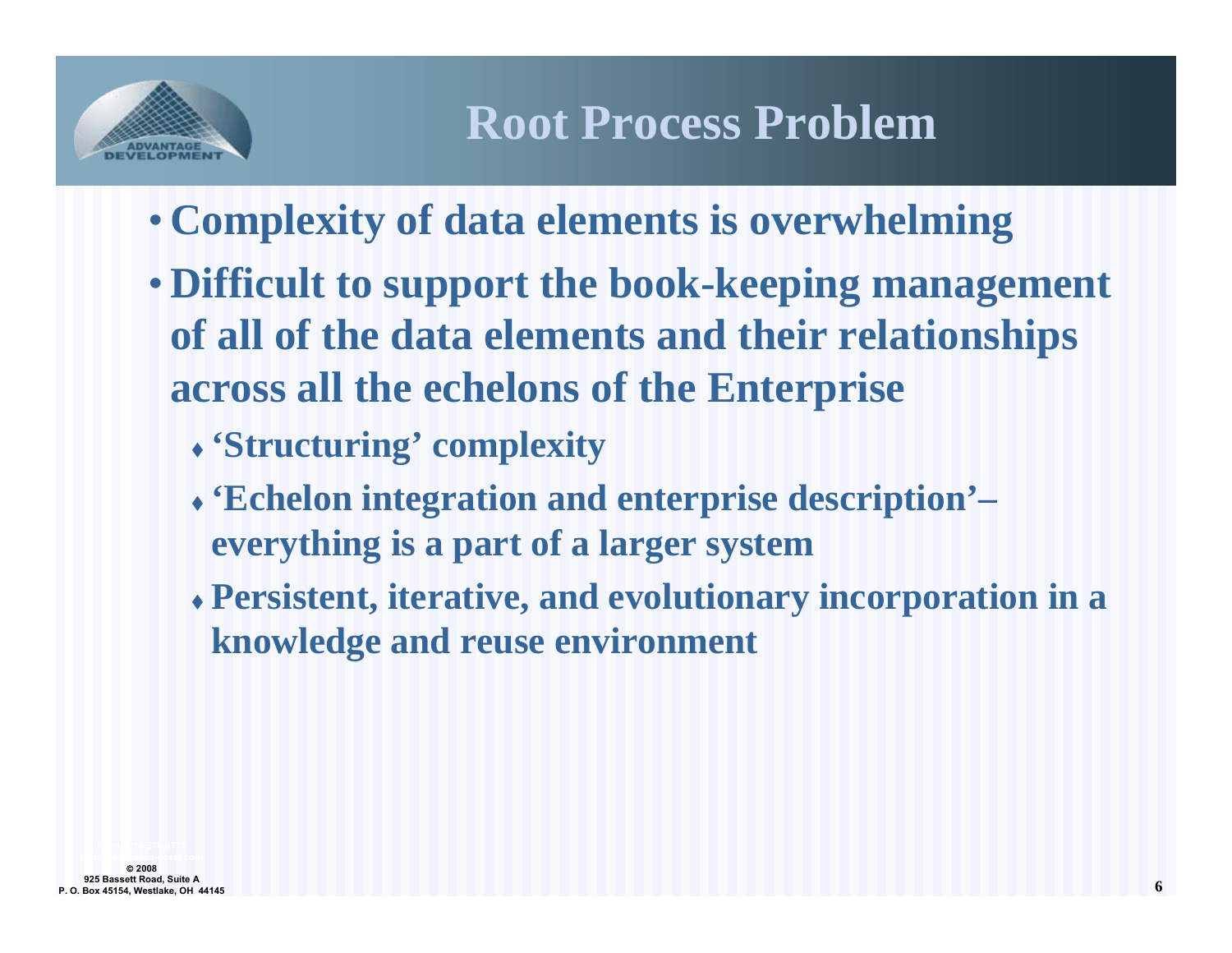# Root Process Problem

- **Complexity of data elements is overwhelming**
- **Difficult to support the book-keeping management of all of the data elements and their relationships across all the echelons of the Enterprise**
  - **'Structuring' complexity**
  - **'Echelon integration and enterprise description'– everything is a part of a larger system**
  - **Persistent, iterative, and evolutionary incorporation in a knowledge and reuse environment**

© 2008
925 Bassett Road, Suite A
P. O. Box 45154, Westlake, OH 44145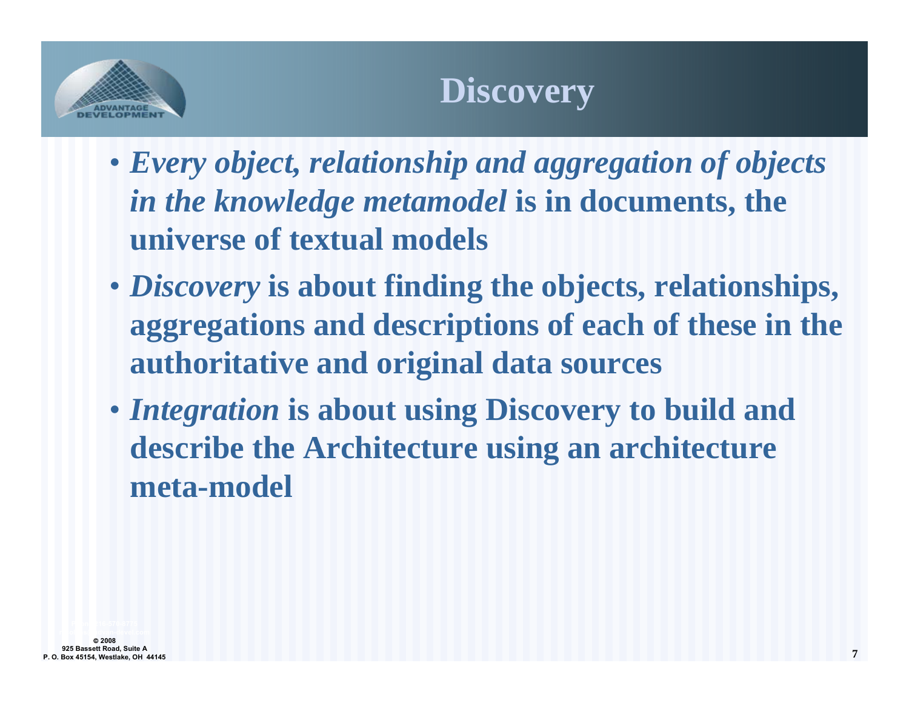# Discovery

- ***Every object, relationship and aggregation of objects in the knowledge metamodel*** **is in documents, the universe of textual models**
- ***Discovery*** **is about finding the objects, relationships, aggregations and descriptions of each of these in the authoritative and original data sources**
- ***Integration*** **is about using Discovery to build and describe the Architecture using an architecture meta-model**

© 2008
925 Bassett Road, Suite A
P. O. Box 45154, Westlake, OH 44145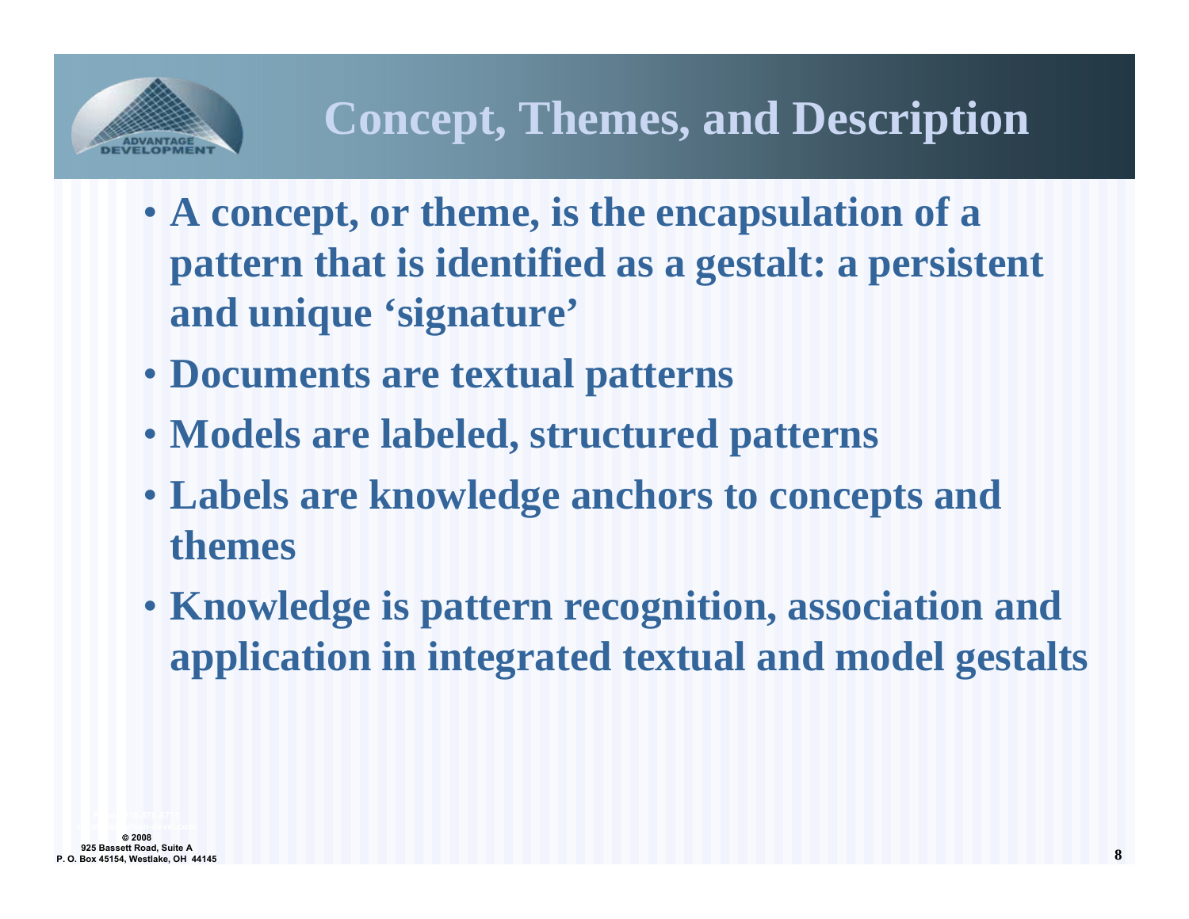# Concept, Themes, and Description

- A concept, or theme, is the encapsulation of a pattern that is identified as a gestalt: a persistent and unique 'signature'
- Documents are textual patterns
- Models are labeled, structured patterns
- Labels are knowledge anchors to concepts and themes
- Knowledge is pattern recognition, association and application in integrated textual and model gestalts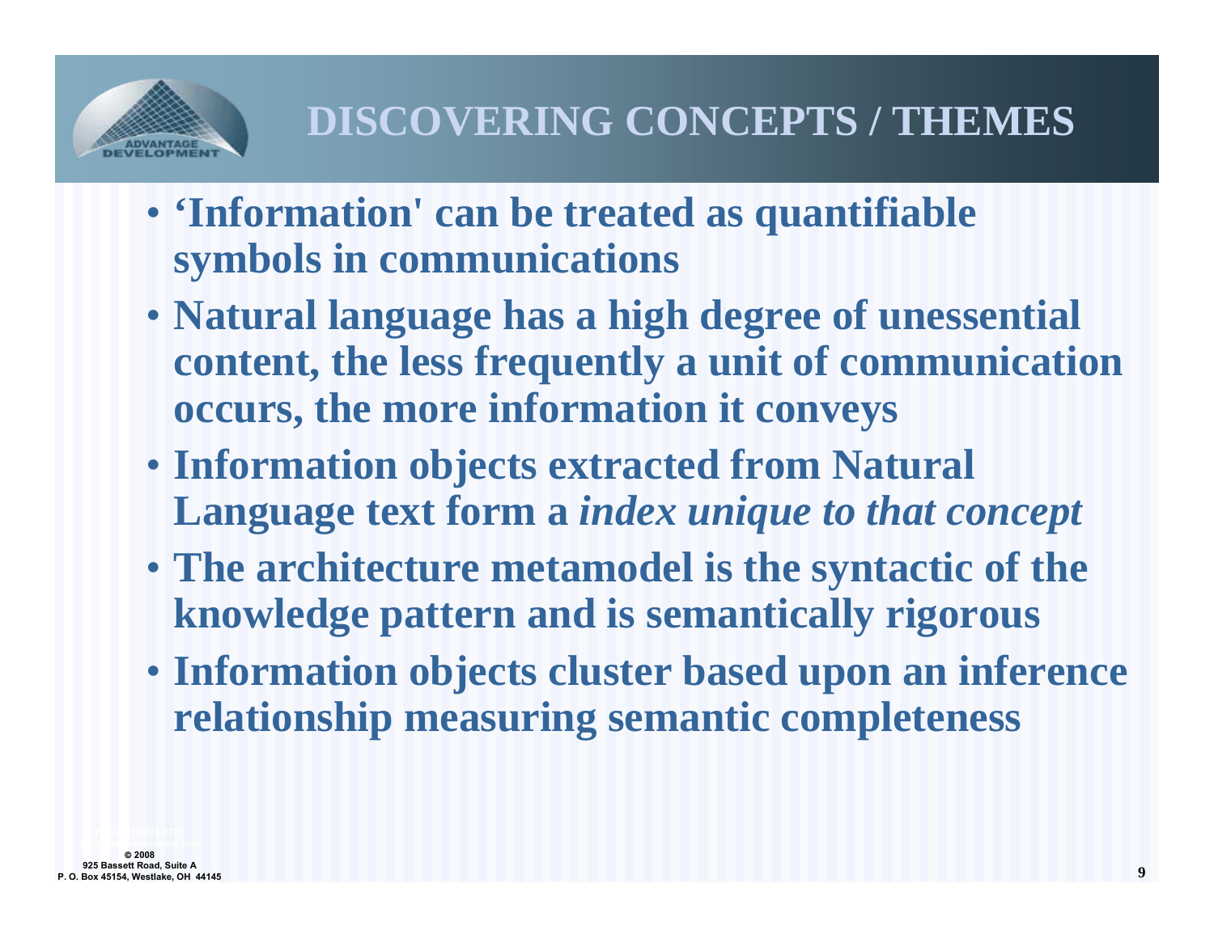# DISCOVERING CONCEPTS / THEMES

- **'Information' can be treated as quantifiable symbols in communications**
- **Natural language has a high degree of unessential content, the less frequently a unit of communication occurs, the more information it conveys**
- **Information objects extracted from Natural Language text form a *index unique to that concept***
- **The architecture metamodel is the syntactic of the knowledge pattern and is semantically rigorous**
- **Information objects cluster based upon an inference relationship measuring semantic completeness**

© 2008
925 Bassett Road, Suite A
P. O. Box 45154, Westlake, OH 44145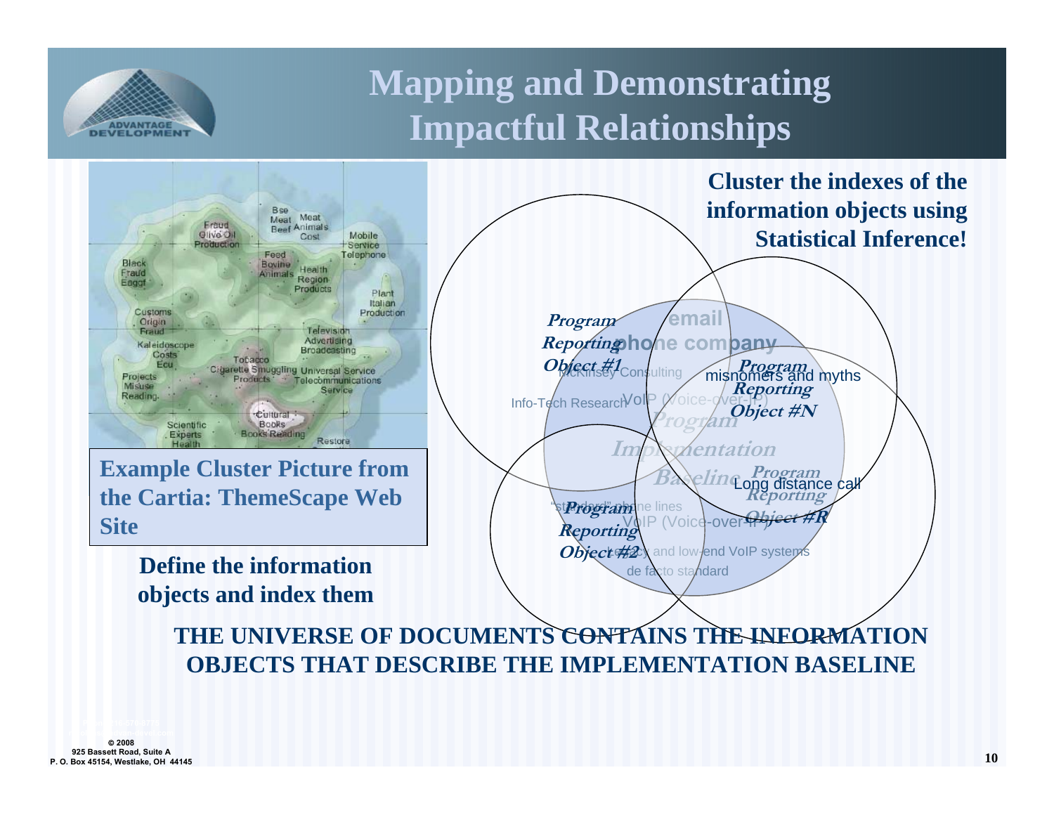# Mapping and Demonstrating Impactful Relationships

**Cluster the indexes of the information objects using Statistical Inference!**

**Example Cluster Picture from the Cartia: ThemeScape Web Site**

**Define the information objects and index them**

*Program Reporting Object #1*

*Program Reporting Object #N*

*Program Reporting Object #2*

*Program Reporting Object #R*

*Program Implementation Baseline*

email

phone company

McKinsey Consulting

misnomers and myths

Info-Tech Research

VoIP (Voice-over-IP)

Long distance call

"standard" phone lines

VoIP (Voice-over-IP)

Legacy and low-end VoIP systems

de facto standard

**THE UNIVERSE OF DOCUMENTS CONTAINS THE INFORMATION OBJECTS THAT DESCRIBE THE IMPLEMENTATION BASELINE**

© 2008
925 Bassett Road, Suite A
P. O. Box 45154, Westlake, OH 44145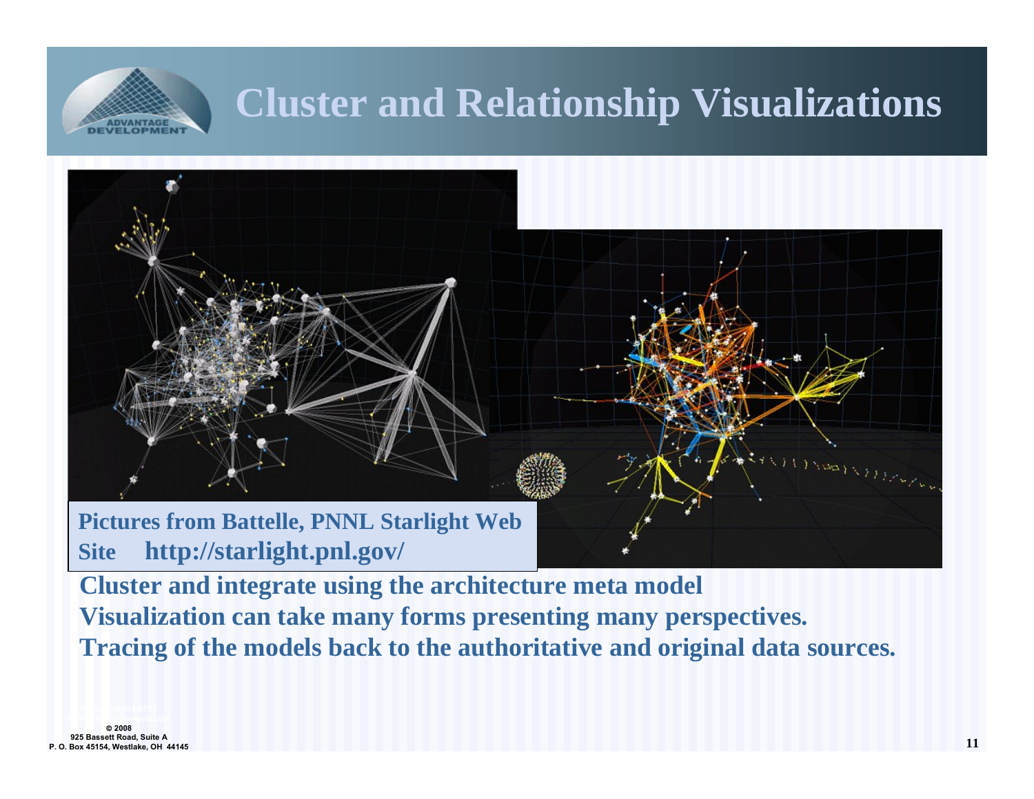# Cluster and Relationship Visualizations

Pictures from Battelle, PNNL Starlight Web Site http://starlight.pnl.gov/

- Cluster and integrate using the architecture meta model
- Visualization can take many forms presenting many perspectives.
- Tracing of the models back to the authoritative and original data sources.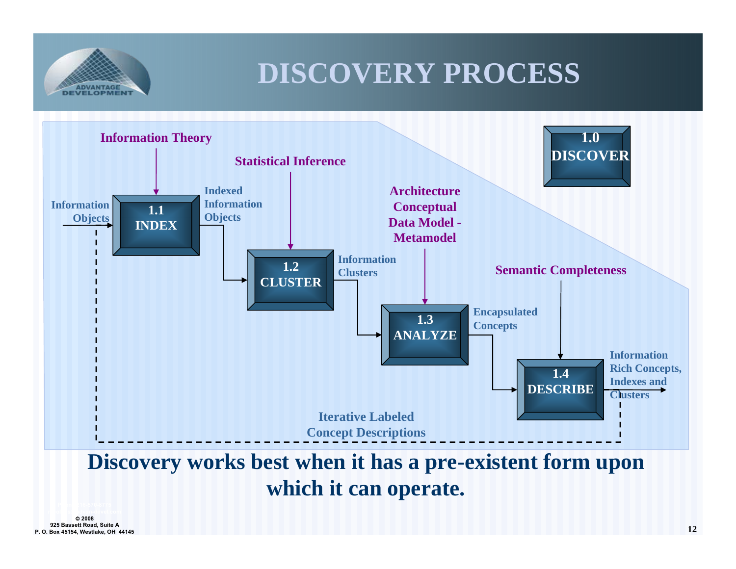# DISCOVERY PROCESS

**1.0 DISCOVER**

- Information Theory → **1.1 INDEX**
- Information Objects → **1.1 INDEX** → Indexed Information Objects
- Statistical Inference → **1.2 CLUSTER**
- Indexed Information Objects → **1.2 CLUSTER** → Information Clusters
- Architecture Conceptual Data Model - Metamodel → **1.3 ANALYZE**
- Information Clusters → **1.3 ANALYZE** → Encapsulated Concepts
- Semantic Completeness → **1.4 DESCRIBE**
- Encapsulated Concepts → **1.4 DESCRIBE** → Information Rich Concepts, Indexes and Clusters
- Iterative Labeled Concept Descriptions (feedback from 1.4 DESCRIBE to 1.1 INDEX)

**Discovery works best when it has a pre-existent form upon which it can operate.**

© 2008
925 Bassett Road, Suite A
P. O. Box 45154, Westlake, OH 44145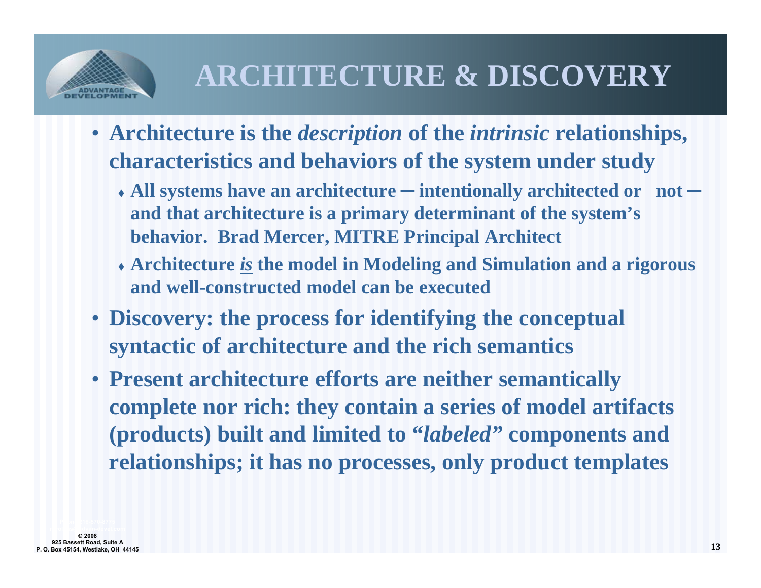# ARCHITECTURE & DISCOVERY

- **Architecture is the *description* of the *intrinsic* relationships, characteristics and behaviors of the system under study**
  - **All systems have an architecture ─ intentionally architected or not ─ and that architecture is a primary determinant of the system's behavior. Brad Mercer, MITRE Principal Architect**
  - **Architecture *is* the model in Modeling and Simulation and a rigorous and well-constructed model can be executed**
- **Discovery: the process for identifying the conceptual syntactic of architecture and the rich semantics**
- **Present architecture efforts are neither semantically complete nor rich: they contain a series of model artifacts (products) built and limited to *"labeled"* components and relationships; it has no processes, only product templates**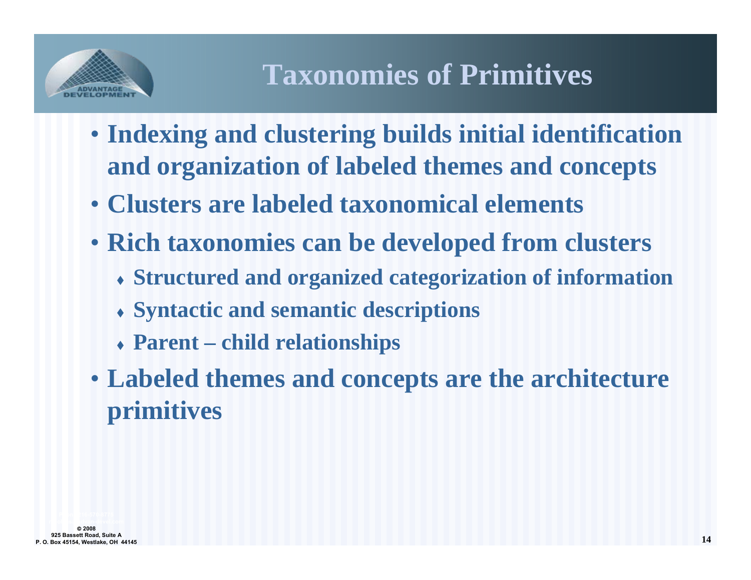# Taxonomies of Primitives

- **Indexing and clustering builds initial identification and organization of labeled themes and concepts**
- **Clusters are labeled taxonomical elements**
- **Rich taxonomies can be developed from clusters**
  - **Structured and organized categorization of information**
  - **Syntactic and semantic descriptions**
  - **Parent – child relationships**
- **Labeled themes and concepts are the architecture primitives**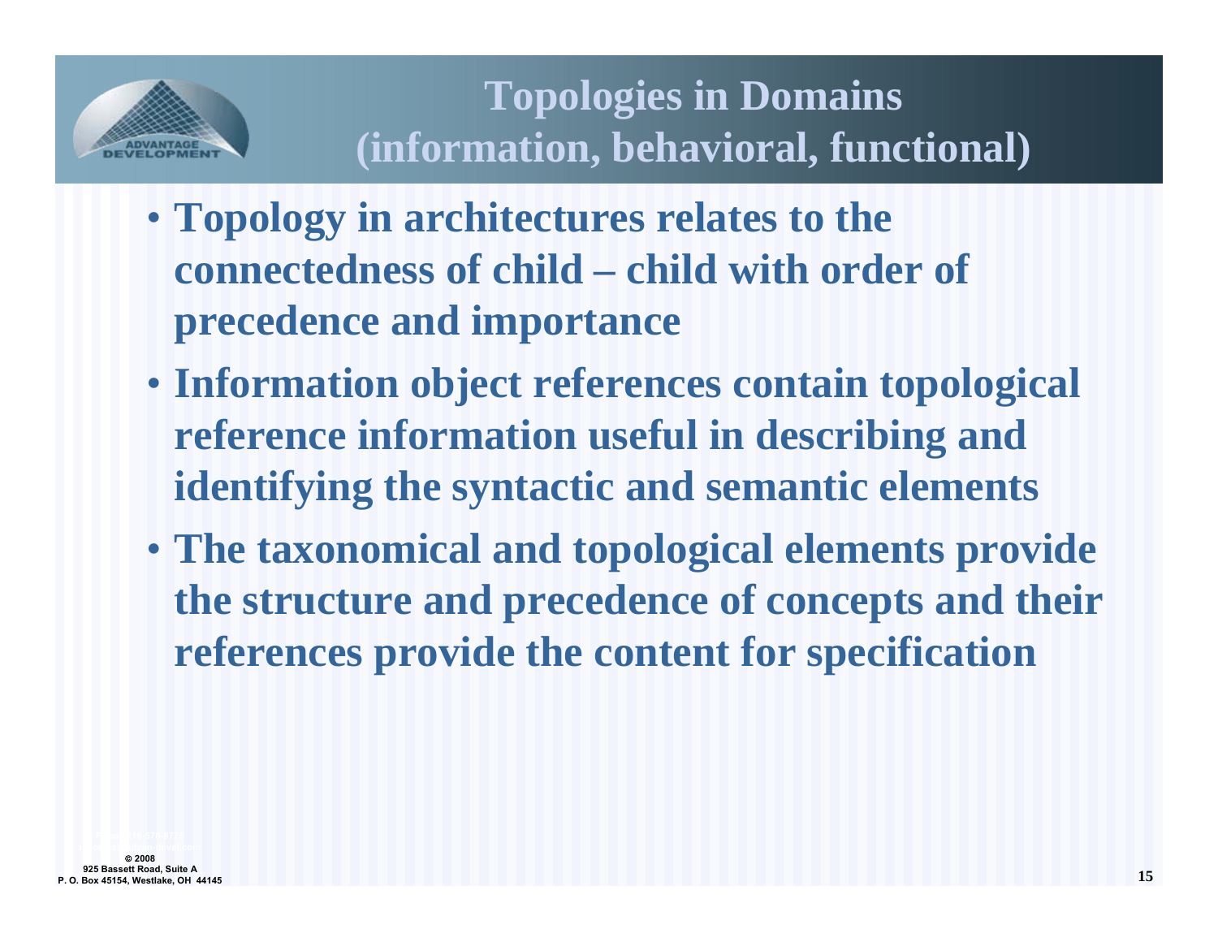# Topologies in Domains (information, behavioral, functional)

- Topology in architectures relates to the connectedness of child – child with order of precedence and importance
- Information object references contain topological reference information useful in describing and identifying the syntactic and semantic elements
- The taxonomical and topological elements provide the structure and precedence of concepts and their references provide the content for specification

© 2008
925 Bassett Road, Suite A
P. O. Box 45154, Westlake, OH 44145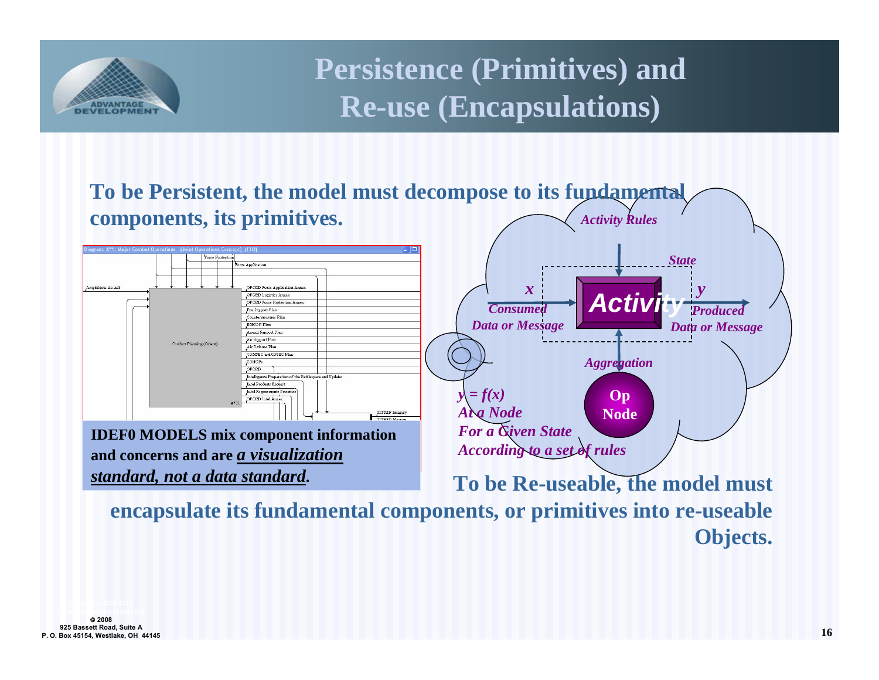# Persistence (Primitives) and Re-use (Encapsulations)

**To be Persistent, the model must decompose to its fundamental components, its primitives.**

Diagram: A*1: Major Combat Operations (Joint Operations Concept) (FIO)

Force Protection
Force Application
Amphibious Assault
Conduct Planning (Orient)
OPORD Force Application Annex
OPORD Logistics Annex
OPORD Force Protection Annex
Fire Support Plan
Countermeasures Plan
EMCON Plan
Assault Support Plan
Air Support Plan
Air Defense Plan
COMSEC and OPSEC Plan
CONOPs
OPORD
Intelligence Preparation of the Battlespace and Update
Intel Products Request
Intel Requirements Priorities
OPORD Intel Annex
SITREP Imagery
SITREP Message

**IDEF0 MODELS mix component information and concerns and are *a visualization standard, not a data standard*.**

*Activity Rules*

*State*

*x* — *Consumed Data or Message*

**Activity**

*y* — *Produced Data or Message*

*Aggregation*

**Op Node**

*$y = f(x)$*
*At a Node*
*For a Given State*
*According to a set of rules*

**To be Re-useable, the model must encapsulate its fundamental components, or primitives into re-useable Objects.**

© 2008
925 Bassett Road, Suite A
P. O. Box 45154, Westlake, OH 44145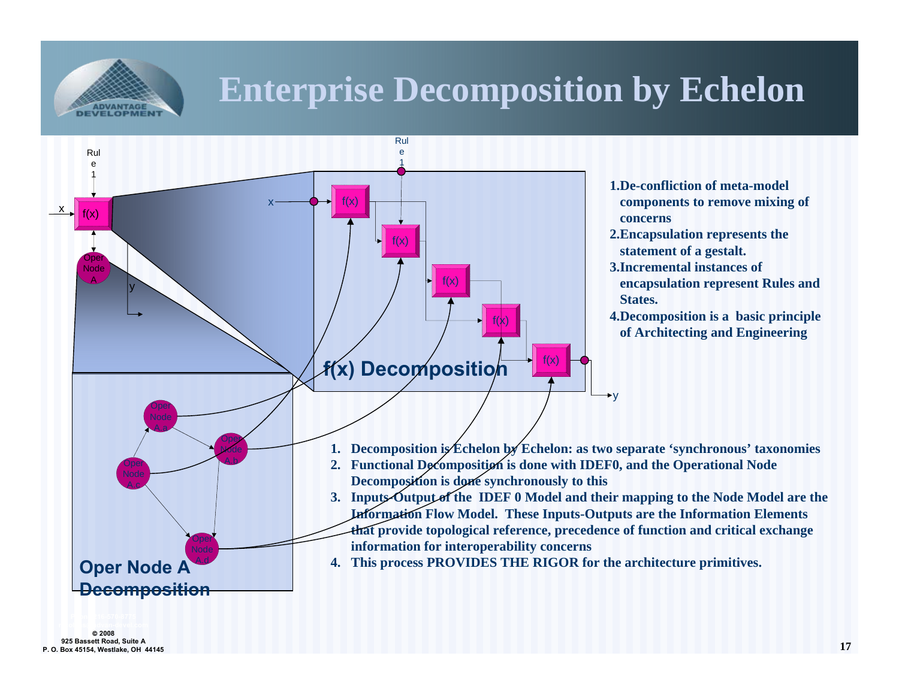# Enterprise Decomposition by Echelon

1. De-confliction of meta-model components to remove mixing of concerns
2. Encapsulation represents the statement of a gestalt.
3. Incremental instances of encapsulation represent Rules and States.
4. Decomposition is a basic principle of Architecting and Engineering

f(x) Decomposition

Oper Node A Decomposition

1. Decomposition is Echelon by Echelon: as two separate 'synchronous' taxonomies
2. Functional Decomposition is done with IDEF0, and the Operational Node Decomposition is done synchronously to this
3. Inputs-Output of the IDEF 0 Model and their mapping to the Node Model are the Information Flow Model. These Inputs-Outputs are the Information Elements that provide topological reference, precedence of function and critical exchange information for interoperability concerns
4. This process PROVIDES THE RIGOR for the architecture primitives.

© 2008
925 Bassett Road, Suite A
P. O. Box 45154, Westlake, OH 44145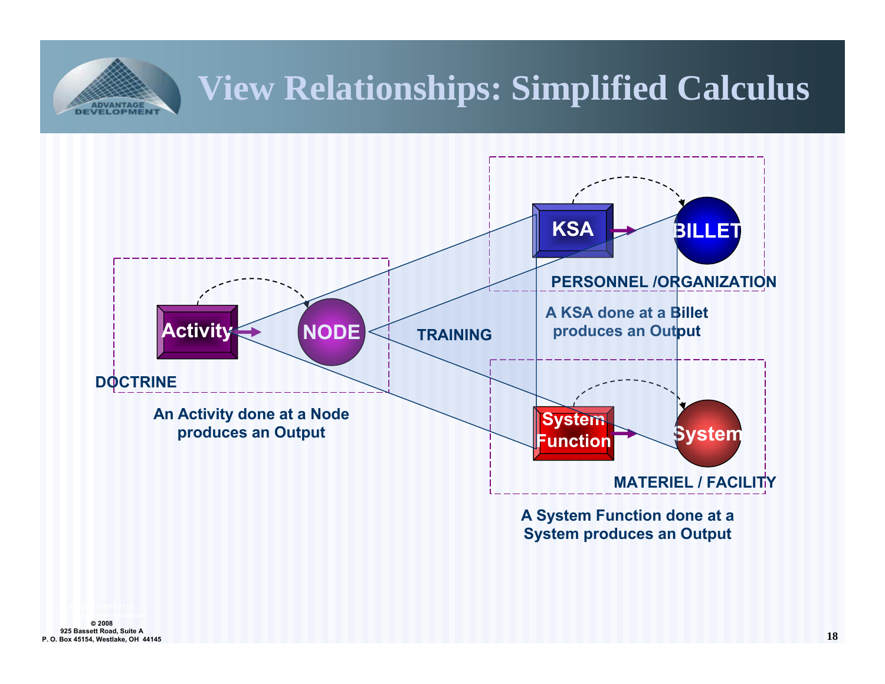# View Relationships: Simplified Calculus

Activity → NODE

DOCTRINE

An Activity done at a Node produces an Output

TRAINING

KSA → BILLET

PERSONNEL /ORGANIZATION

A KSA done at a Billet produces an Output

System Function → System

MATERIEL / FACILITY

A System Function done at a System produces an Output

© 2008
925 Bassett Road, Suite A
P. O. Box 45154, Westlake, OH 44145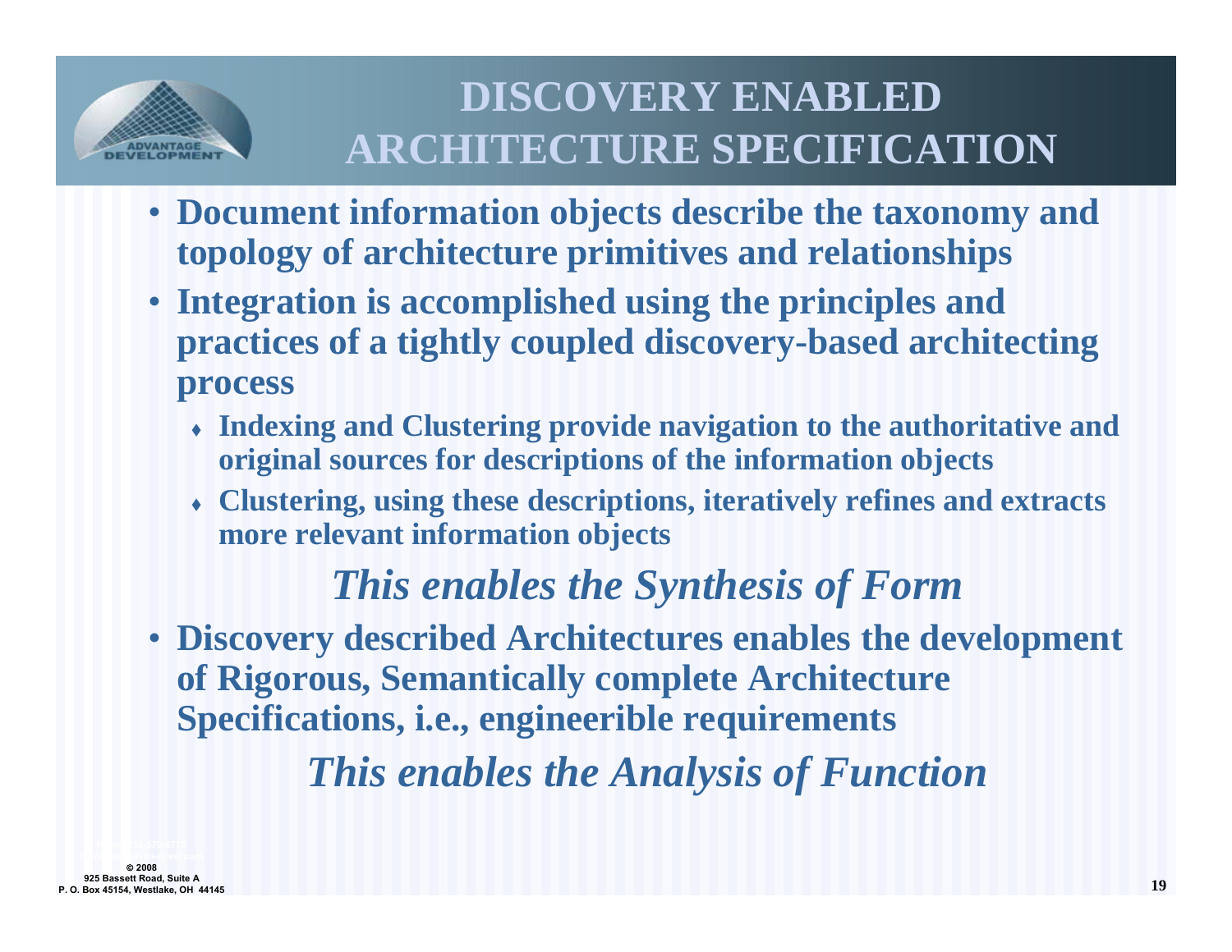# DISCOVERY ENABLED ARCHITECTURE SPECIFICATION

- **Document information objects describe the taxonomy and topology of architecture primitives and relationships**
- **Integration is accomplished using the principles and practices of a tightly coupled discovery-based architecting process**
  - **Indexing and Clustering provide navigation to the authoritative and original sources for descriptions of the information objects**
  - **Clustering, using these descriptions, iteratively refines and extracts more relevant information objects**

***This enables the Synthesis of Form***

- **Discovery described Architectures enables the development of Rigorous, Semantically complete Architecture Specifications, i.e., engineerible requirements**

***This enables the Analysis of Function***

© 2008
925 Bassett Road, Suite A
P. O. Box 45154, Westlake, OH 44145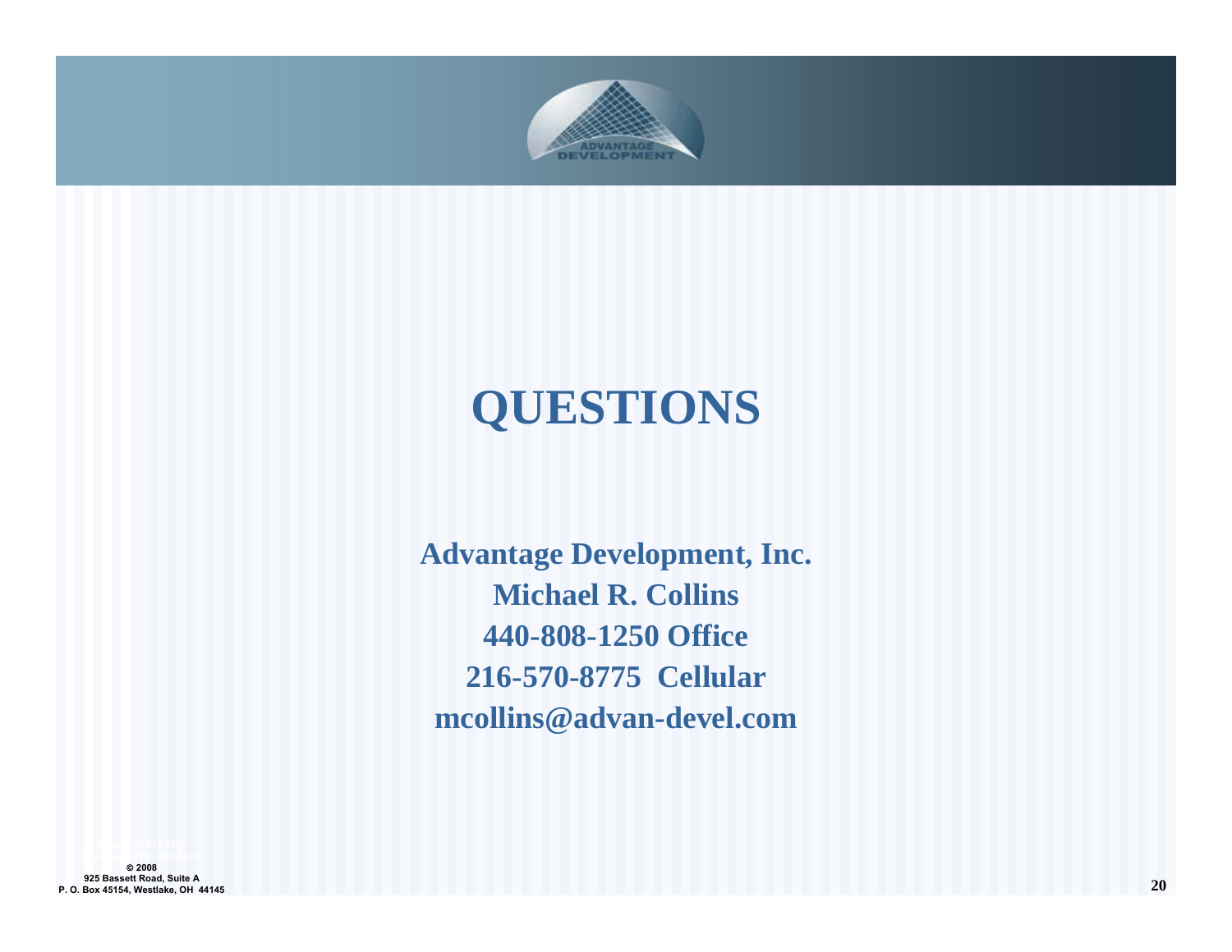# QUESTIONS

**Advantage Development, Inc.**
**Michael R. Collins**
**440-808-1250 Office**
**216-570-8775 Cellular**
**mcollins@advan-devel.com**

© 2008
925 Bassett Road, Suite A
P. O. Box 45154, Westlake, OH 44145